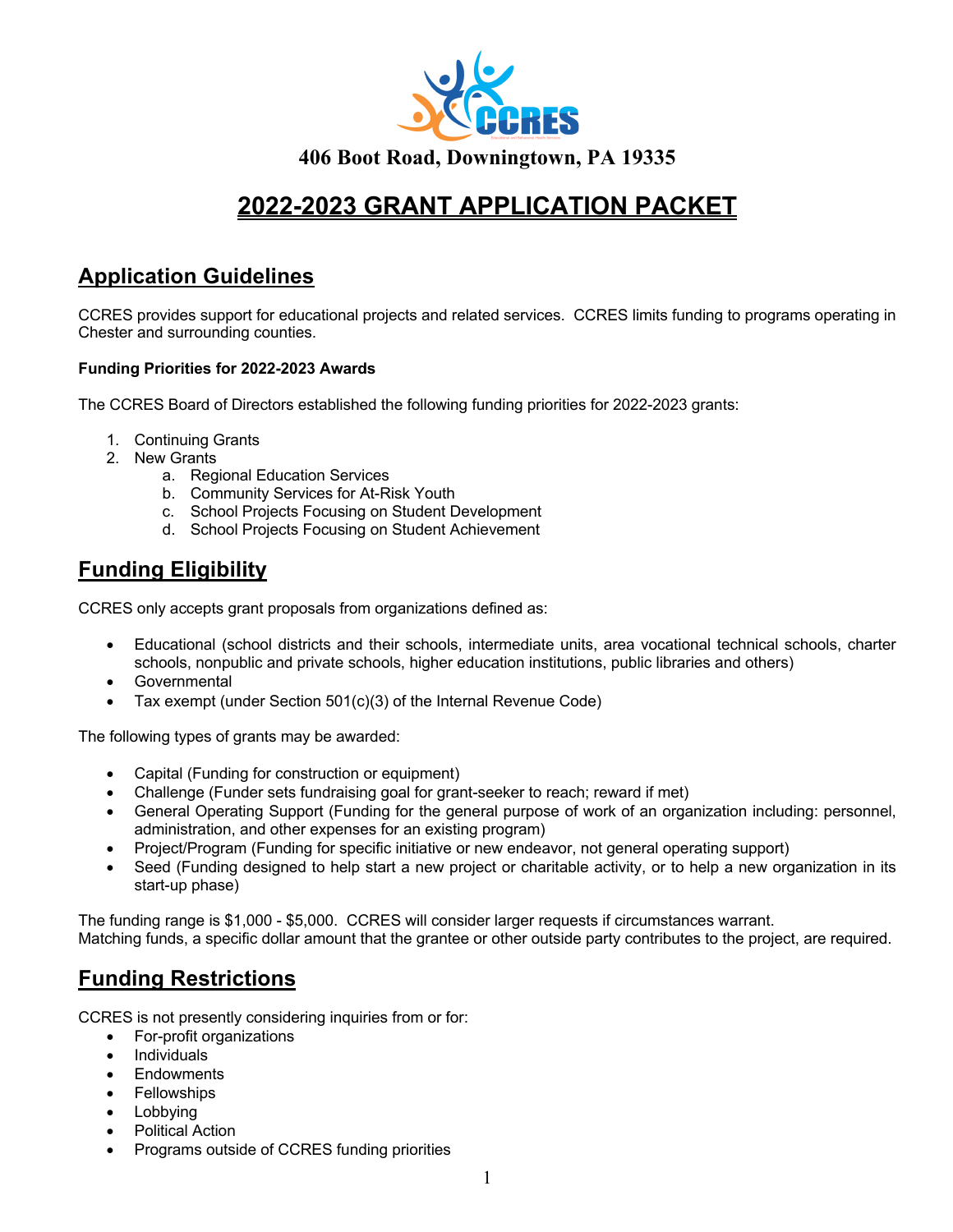**406 Boot Road, Downingtown, PA 19335**

# 2022-2023 GRANT APPLICATION PACKET

## Application Guidelines

CCRES provides support for educational projects and related services. CCRES limits funding to programs operating in Chester and surrounding counties.

**Funding Priorities for 2022-2023 Awards**

The CCRES Board of Directors established the following funding priorities for 2022-2023 grants:

1. Continuing Grants
2. New Grants
   a. Regional Education Services
   b. Community Services for At-Risk Youth
   c. School Projects Focusing on Student Development
   d. School Projects Focusing on Student Achievement

## Funding Eligibility

CCRES only accepts grant proposals from organizations defined as:

- Educational (school districts and their schools, intermediate units, area vocational technical schools, charter schools, nonpublic and private schools, higher education institutions, public libraries and others)
- Governmental
- Tax exempt (under Section 501(c)(3) of the Internal Revenue Code)

The following types of grants may be awarded:

- Capital (Funding for construction or equipment)
- Challenge (Funder sets fundraising goal for grant-seeker to reach; reward if met)
- General Operating Support (Funding for the general purpose of work of an organization including: personnel, administration, and other expenses for an existing program)
- Project/Program (Funding for specific initiative or new endeavor, not general operating support)
- Seed (Funding designed to help start a new project or charitable activity, or to help a new organization in its start-up phase)

The funding range is $1,000 - $5,000. CCRES will consider larger requests if circumstances warrant.
Matching funds, a specific dollar amount that the grantee or other outside party contributes to the project, are required.

## Funding Restrictions

CCRES is not presently considering inquiries from or for:

- For-profit organizations
- Individuals
- Endowments
- Fellowships
- Lobbying
- Political Action
- Programs outside of CCRES funding priorities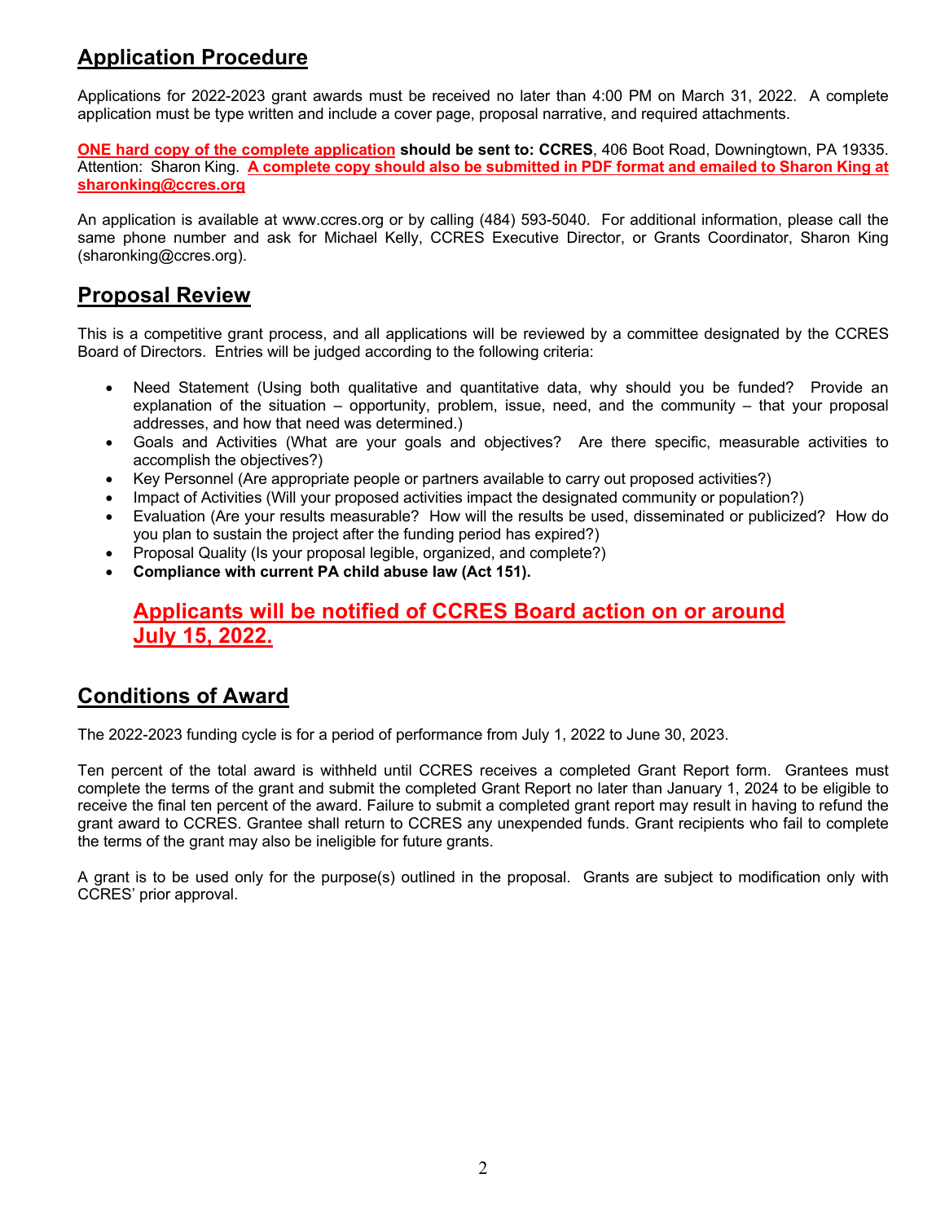## Application Procedure

Applications for 2022-2023 grant awards must be received no later than 4:00 PM on March 31, 2022. A complete application must be type written and include a cover page, proposal narrative, and required attachments.

**ONE hard copy of the complete application should be sent to: CCRES**, 406 Boot Road, Downingtown, PA 19335. Attention: Sharon King. **A complete copy should also be submitted in PDF format and emailed to Sharon King at sharonking@ccres.org**

An application is available at www.ccres.org or by calling (484) 593-5040. For additional information, please call the same phone number and ask for Michael Kelly, CCRES Executive Director, or Grants Coordinator, Sharon King (sharonking@ccres.org).

## Proposal Review

This is a competitive grant process, and all applications will be reviewed by a committee designated by the CCRES Board of Directors. Entries will be judged according to the following criteria:

- Need Statement (Using both qualitative and quantitative data, why should you be funded? Provide an explanation of the situation – opportunity, problem, issue, need, and the community – that your proposal addresses, and how that need was determined.)
- Goals and Activities (What are your goals and objectives? Are there specific, measurable activities to accomplish the objectives?)
- Key Personnel (Are appropriate people or partners available to carry out proposed activities?)
- Impact of Activities (Will your proposed activities impact the designated community or population?)
- Evaluation (Are your results measurable? How will the results be used, disseminated or publicized? How do you plan to sustain the project after the funding period has expired?)
- Proposal Quality (Is your proposal legible, organized, and complete?)
- **Compliance with current PA child abuse law (Act 151).**

**Applicants will be notified of CCRES Board action on or around July 15, 2022.**

## Conditions of Award

The 2022-2023 funding cycle is for a period of performance from July 1, 2022 to June 30, 2023.

Ten percent of the total award is withheld until CCRES receives a completed Grant Report form. Grantees must complete the terms of the grant and submit the completed Grant Report no later than January 1, 2024 to be eligible to receive the final ten percent of the award. Failure to submit a completed grant report may result in having to refund the grant award to CCRES. Grantee shall return to CCRES any unexpended funds. Grant recipients who fail to complete the terms of the grant may also be ineligible for future grants.

A grant is to be used only for the purpose(s) outlined in the proposal. Grants are subject to modification only with CCRES' prior approval.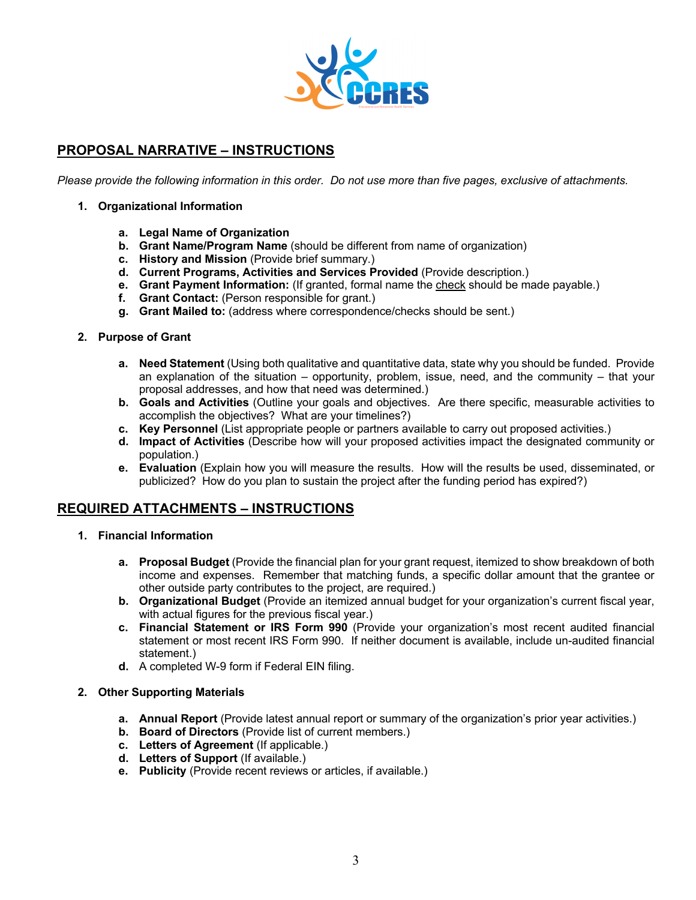## PROPOSAL NARRATIVE – INSTRUCTIONS

*Please provide the following information in this order. Do not use more than five pages, exclusive of attachments.*

1. **Organizational Information**

    a. **Legal Name of Organization**
    b. **Grant Name/Program Name** (should be different from name of organization)
    c. **History and Mission** (Provide brief summary.)
    d. **Current Programs, Activities and Services Provided** (Provide description.)
    e. **Grant Payment Information:** (If granted, formal name the check should be made payable.)
    f. **Grant Contact:** (Person responsible for grant.)
    g. **Grant Mailed to:** (address where correspondence/checks should be sent.)

2. **Purpose of Grant**

    a. **Need Statement** (Using both qualitative and quantitative data, state why you should be funded. Provide an explanation of the situation – opportunity, problem, issue, need, and the community – that your proposal addresses, and how that need was determined.)
    b. **Goals and Activities** (Outline your goals and objectives. Are there specific, measurable activities to accomplish the objectives? What are your timelines?)
    c. **Key Personnel** (List appropriate people or partners available to carry out proposed activities.)
    d. **Impact of Activities** (Describe how will your proposed activities impact the designated community or population.)
    e. **Evaluation** (Explain how you will measure the results. How will the results be used, disseminated, or publicized? How do you plan to sustain the project after the funding period has expired?)

## REQUIRED ATTACHMENTS – INSTRUCTIONS

1. **Financial Information**

    a. **Proposal Budget** (Provide the financial plan for your grant request, itemized to show breakdown of both income and expenses. Remember that matching funds, a specific dollar amount that the grantee or other outside party contributes to the project, are required.)
    b. **Organizational Budget** (Provide an itemized annual budget for your organization's current fiscal year, with actual figures for the previous fiscal year.)
    c. **Financial Statement or IRS Form 990** (Provide your organization's most recent audited financial statement or most recent IRS Form 990. If neither document is available, include un-audited financial statement.)
    d. A completed W-9 form if Federal EIN filing.

2. **Other Supporting Materials**

    a. **Annual Report** (Provide latest annual report or summary of the organization's prior year activities.)
    b. **Board of Directors** (Provide list of current members.)
    c. **Letters of Agreement** (If applicable.)
    d. **Letters of Support** (If available.)
    e. **Publicity** (Provide recent reviews or articles, if available.)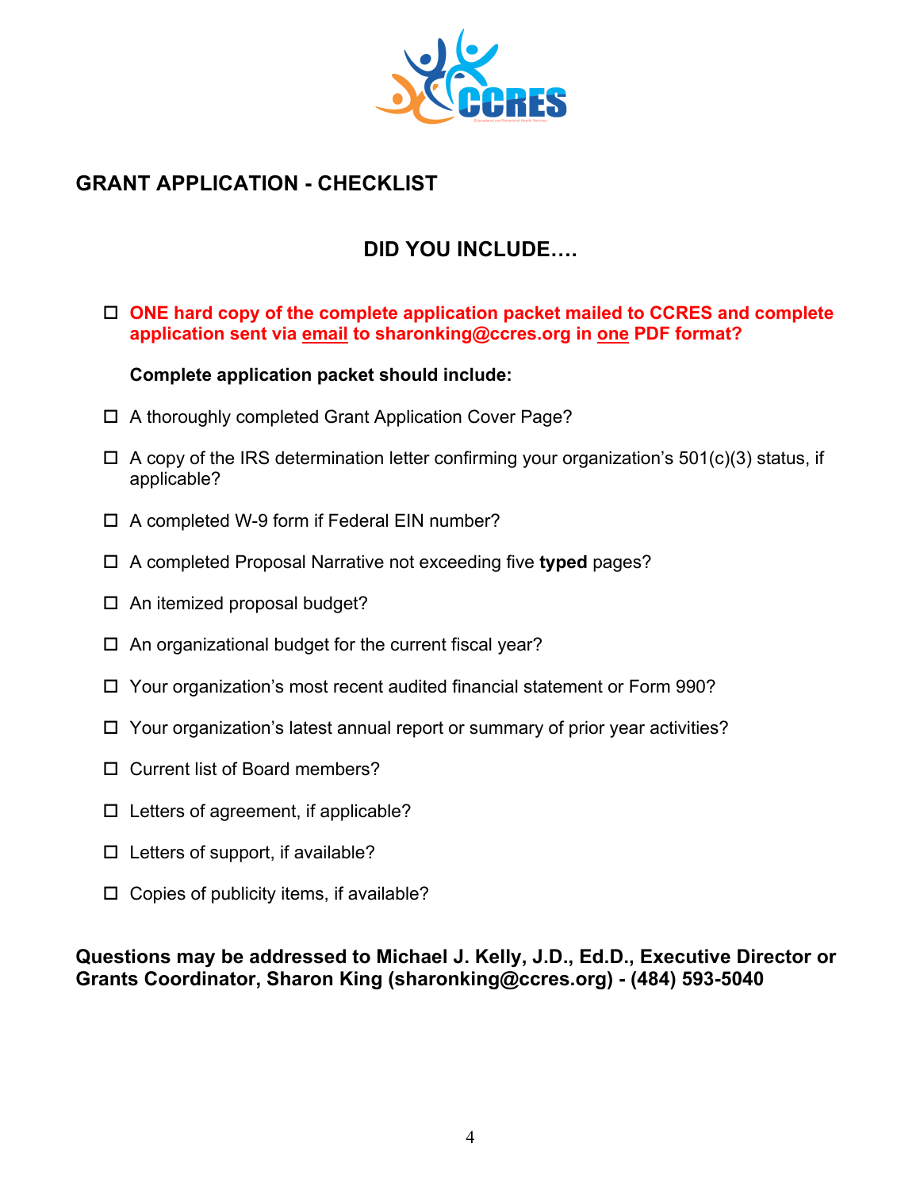## GRANT APPLICATION - CHECKLIST

### DID YOU INCLUDE….

- ☐ **ONE hard copy of the complete application packet mailed to CCRES and complete application sent via email to sharonking@ccres.org in one PDF format?**

  **Complete application packet should include:**

- ☐ A thoroughly completed Grant Application Cover Page?
- ☐ A copy of the IRS determination letter confirming your organization's 501(c)(3) status, if applicable?
- ☐ A completed W-9 form if Federal EIN number?
- ☐ A completed Proposal Narrative not exceeding five **typed** pages?
- ☐ An itemized proposal budget?
- ☐ An organizational budget for the current fiscal year?
- ☐ Your organization's most recent audited financial statement or Form 990?
- ☐ Your organization's latest annual report or summary of prior year activities?
- ☐ Current list of Board members?
- ☐ Letters of agreement, if applicable?
- ☐ Letters of support, if available?
- ☐ Copies of publicity items, if available?

**Questions may be addressed to Michael J. Kelly, J.D., Ed.D., Executive Director or Grants Coordinator, Sharon King (sharonking@ccres.org) - (484) 593-5040**